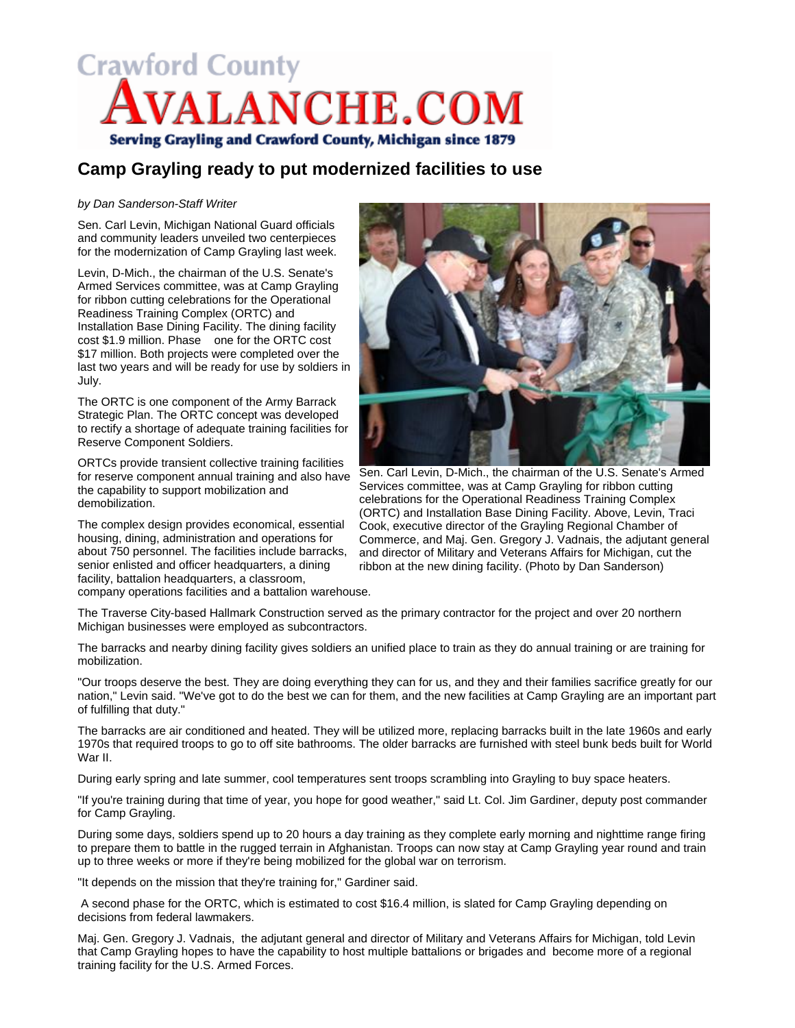Crawford County

AVALANCHE.COM

Serving Grayling and Crawford County, Michigan since 1879

## Camp Grayling ready to put modernized facilities to use

*by Dan Sanderson-Staff Writer*

Sen. Carl Levin, Michigan National Guard officials and community leaders unveiled two centerpieces for the modernization of Camp Grayling last week.

Levin, D-Mich., the chairman of the U.S. Senate's Armed Services committee, was at Camp Grayling for ribbon cutting celebrations for the Operational Readiness Training Complex (ORTC) and Installation Base Dining Facility. The dining facility cost $1.9 million. Phase one for the ORTC cost $17 million. Both projects were completed over the last two years and will be ready for use by soldiers in July.

Sen. Carl Levin, D-Mich., the chairman of the U.S. Senate's Armed Services committee, was at Camp Grayling for ribbon cutting celebrations for the Operational Readiness Training Complex (ORTC) and Installation Base Dining Facility. Above, Levin, Traci Cook, executive director of the Grayling Regional Chamber of Commerce, and Maj. Gen. Gregory J. Vadnais, the adjutant general and director of Military and Veterans Affairs for Michigan, cut the ribbon at the new dining facility. (Photo by Dan Sanderson)

The ORTC is one component of the Army Barrack Strategic Plan. The ORTC concept was developed to rectify a shortage of adequate training facilities for Reserve Component Soldiers.

ORTCs provide transient collective training facilities for reserve component annual training and also have the capability to support mobilization and demobilization.

The complex design provides economical, essential housing, dining, administration and operations for about 750 personnel. The facilities include barracks, senior enlisted and officer headquarters, a dining facility, battalion headquarters, a classroom, company operations facilities and a battalion warehouse.

The Traverse City-based Hallmark Construction served as the primary contractor for the project and over 20 northern Michigan businesses were employed as subcontractors.

The barracks and nearby dining facility gives soldiers an unified place to train as they do annual training or are training for mobilization.

"Our troops deserve the best. They are doing everything they can for us, and they and their families sacrifice greatly for our nation," Levin said. "We've got to do the best we can for them, and the new facilities at Camp Grayling are an important part of fulfilling that duty."

The barracks are air conditioned and heated. They will be utilized more, replacing barracks built in the late 1960s and early 1970s that required troops to go to off site bathrooms. The older barracks are furnished with steel bunk beds built for World War II.

During early spring and late summer, cool temperatures sent troops scrambling into Grayling to buy space heaters.

"If you're training during that time of year, you hope for good weather," said Lt. Col. Jim Gardiner, deputy post commander for Camp Grayling.

During some days, soldiers spend up to 20 hours a day training as they complete early morning and nighttime range firing to prepare them to battle in the rugged terrain in Afghanistan. Troops can now stay at Camp Grayling year round and train up to three weeks or more if they're being mobilized for the global war on terrorism.

"It depends on the mission that they're training for," Gardiner said.

A second phase for the ORTC, which is estimated to cost $16.4 million, is slated for Camp Grayling depending on decisions from federal lawmakers.

Maj. Gen. Gregory J. Vadnais, the adjutant general and director of Military and Veterans Affairs for Michigan, told Levin that Camp Grayling hopes to have the capability to host multiple battalions or brigades and become more of a regional training facility for the U.S. Armed Forces.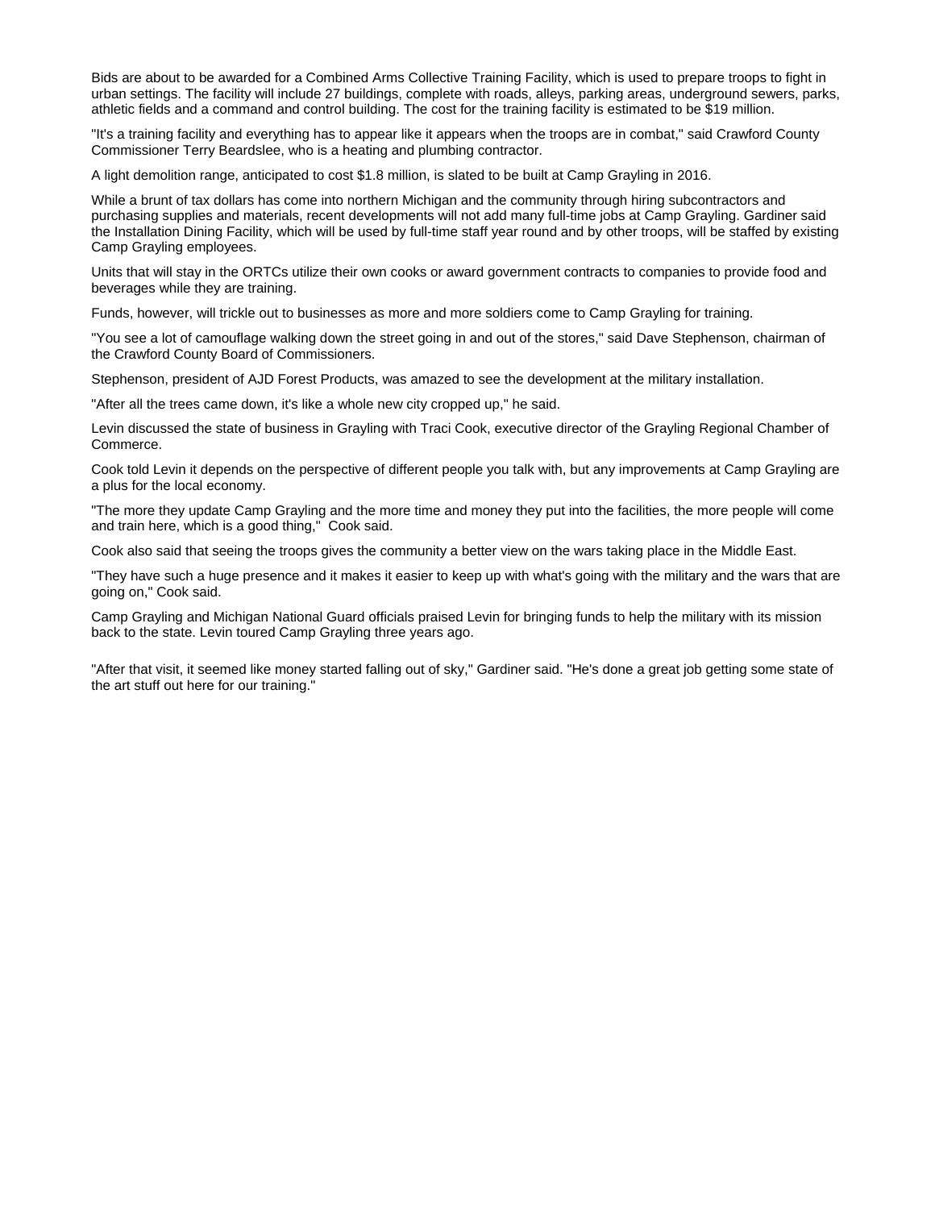Bids are about to be awarded for a Combined Arms Collective Training Facility, which is used to prepare troops to fight in urban settings. The facility will include 27 buildings, complete with roads, alleys, parking areas, underground sewers, parks, athletic fields and a command and control building. The cost for the training facility is estimated to be $19 million.

"It's a training facility and everything has to appear like it appears when the troops are in combat," said Crawford County Commissioner Terry Beardslee, who is a heating and plumbing contractor.

A light demolition range, anticipated to cost $1.8 million, is slated to be built at Camp Grayling in 2016.

While a brunt of tax dollars has come into northern Michigan and the community through hiring subcontractors and purchasing supplies and materials, recent developments will not add many full-time jobs at Camp Grayling. Gardiner said the Installation Dining Facility, which will be used by full-time staff year round and by other troops, will be staffed by existing Camp Grayling employees.

Units that will stay in the ORTCs utilize their own cooks or award government contracts to companies to provide food and beverages while they are training.

Funds, however, will trickle out to businesses as more and more soldiers come to Camp Grayling for training.

"You see a lot of camouflage walking down the street going in and out of the stores," said Dave Stephenson, chairman of the Crawford County Board of Commissioners.

Stephenson, president of AJD Forest Products, was amazed to see the development at the military installation.

"After all the trees came down, it's like a whole new city cropped up," he said.

Levin discussed the state of business in Grayling with Traci Cook, executive director of the Grayling Regional Chamber of Commerce.

Cook told Levin it depends on the perspective of different people you talk with, but any improvements at Camp Grayling are a plus for the local economy.

"The more they update Camp Grayling and the more time and money they put into the facilities, the more people will come and train here, which is a good thing," Cook said.

Cook also said that seeing the troops gives the community a better view on the wars taking place in the Middle East.

"They have such a huge presence and it makes it easier to keep up with what's going with the military and the wars that are going on," Cook said.

Camp Grayling and Michigan National Guard officials praised Levin for bringing funds to help the military with its mission back to the state. Levin toured Camp Grayling three years ago.

"After that visit, it seemed like money started falling out of sky," Gardiner said. "He's done a great job getting some state of the art stuff out here for our training."